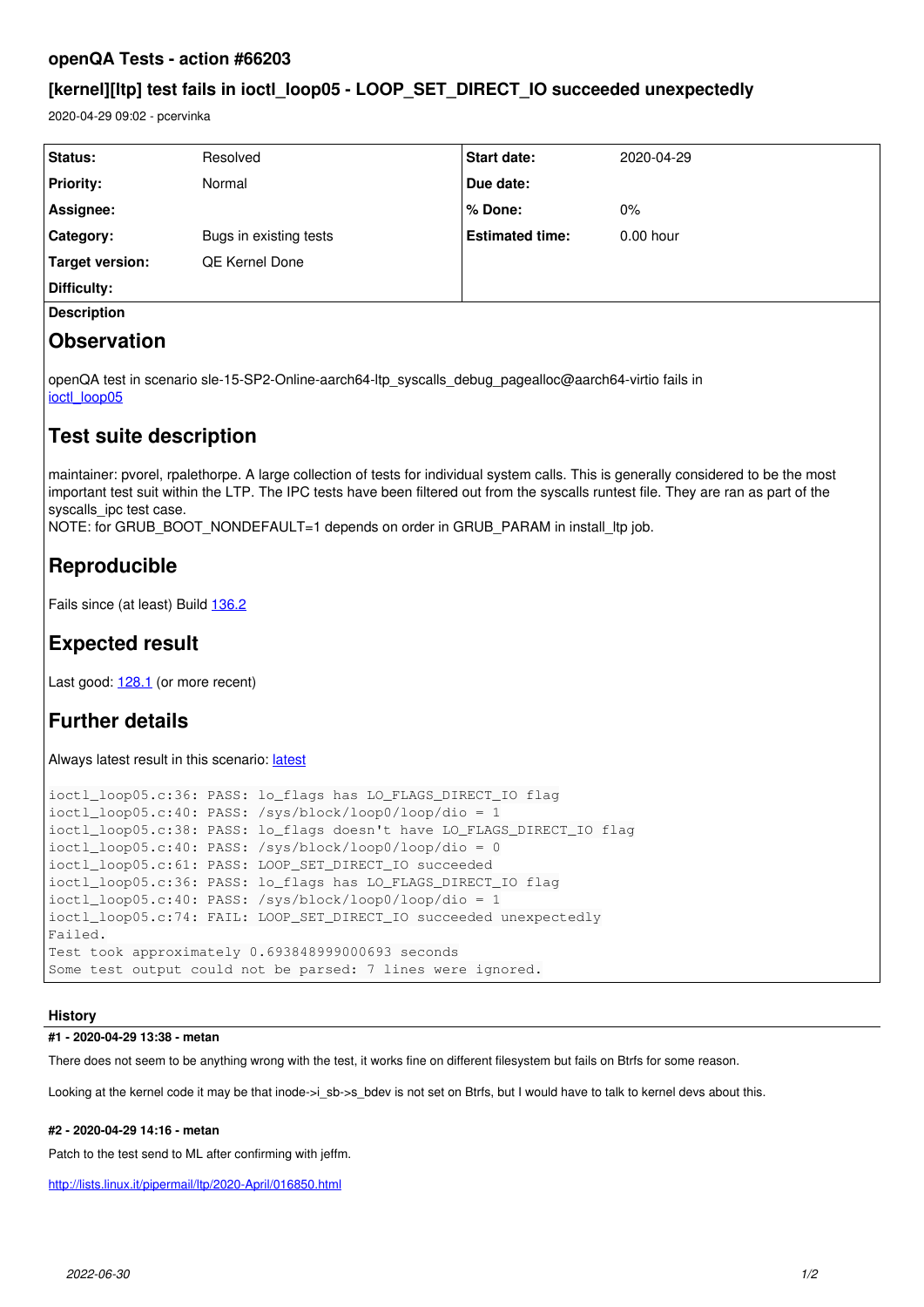# openQA Tests - action #66203

## [kernel][ltp] test fails in ioctl_loop05 - LOOP_SET_DIRECT_IO succeeded unexpectedly

2020-04-29 09:02 - pcervinka

| Status: | Resolved | Start date: | 2020-04-29 |
|---|---|---|---|
| Priority: | Normal | Due date: | |
| Assignee: | | % Done: | 0% |
| Category: | Bugs in existing tests | Estimated time: | 0.00 hour |
| Target version: | QE Kernel Done | | |
| Difficulty: | | | |

**Description**

## Observation

openQA test in scenario sle-15-SP2-Online-aarch64-ltp_syscalls_debug_pagealloc@aarch64-virtio fails in ioctl_loop05

## Test suite description

maintainer: pvorel, rpalethorpe. A large collection of tests for individual system calls. This is generally considered to be the most important test suit within the LTP. The IPC tests have been filtered out from the syscalls runtest file. They are ran as part of the syscalls_ipc test case.
NOTE: for GRUB_BOOT_NONDEFAULT=1 depends on order in GRUB_PARAM in install_ltp job.

## Reproducible

Fails since (at least) Build 136.2

## Expected result

Last good: 128.1 (or more recent)

## Further details

Always latest result in this scenario: latest

```
ioctl_loop05.c:36: PASS: lo_flags has LO_FLAGS_DIRECT_IO flag
ioctl_loop05.c:40: PASS: /sys/block/loop0/loop/dio = 1
ioctl_loop05.c:38: PASS: lo_flags doesn't have LO_FLAGS_DIRECT_IO flag
ioctl_loop05.c:40: PASS: /sys/block/loop0/loop/dio = 0
ioctl_loop05.c:61: PASS: LOOP_SET_DIRECT_IO succeeded
ioctl_loop05.c:36: PASS: lo_flags has LO_FLAGS_DIRECT_IO flag
ioctl_loop05.c:40: PASS: /sys/block/loop0/loop/dio = 1
ioctl_loop05.c:74: FAIL: LOOP_SET_DIRECT_IO succeeded unexpectedly
Failed.
Test took approximately 0.693848999000693 seconds
Some test output could not be parsed: 7 lines were ignored.
```

### History

#### #1 - 2020-04-29 13:38 - metan

There does not seem to be anything wrong with the test, it works fine on different filesystem but fails on Btrfs for some reason.

Looking at the kernel code it may be that inode->i_sb->s_bdev is not set on Btrfs, but I would have to talk to kernel devs about this.

#### #2 - 2020-04-29 14:16 - metan

Patch to the test send to ML after confirming with jeffm.

http://lists.linux.it/pipermail/ltp/2020-April/016850.html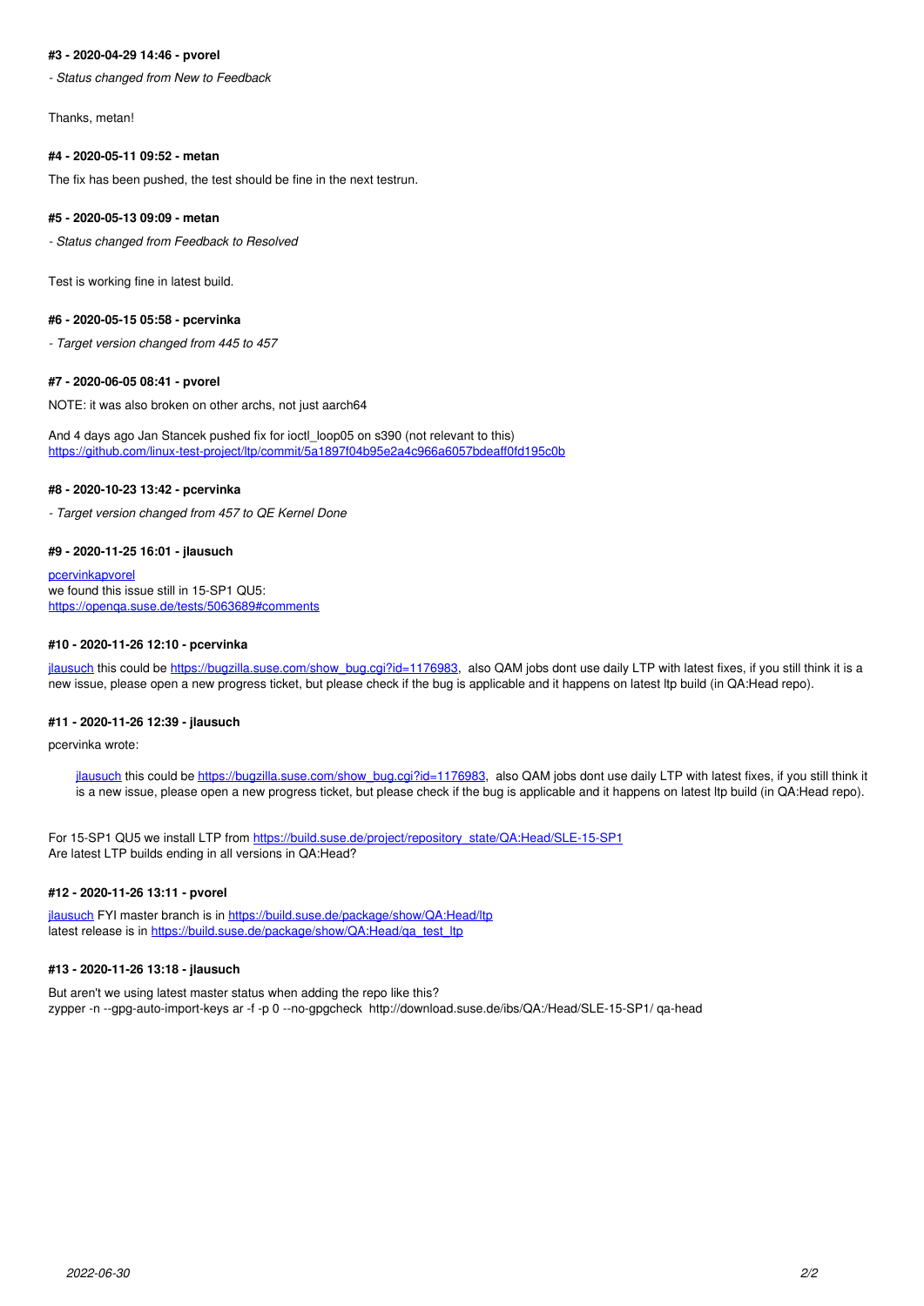#### #3 - 2020-04-29 14:46 - pvorel

*- Status changed from New to Feedback*

Thanks, metan!

#### #4 - 2020-05-11 09:52 - metan

The fix has been pushed, the test should be fine in the next testrun.

#### #5 - 2020-05-13 09:09 - metan

*- Status changed from Feedback to Resolved*

Test is working fine in latest build.

#### #6 - 2020-05-15 05:58 - pcervinka

*- Target version changed from 445 to 457*

#### #7 - 2020-06-05 08:41 - pvorel

NOTE: it was also broken on other archs, not just aarch64

And 4 days ago Jan Stancek pushed fix for ioctl_loop05 on s390 (not relevant to this)
https://github.com/linux-test-project/ltp/commit/5a1897f04b95e2a4c966a6057bdeaff0fd195c0b

#### #8 - 2020-10-23 13:42 - pcervinka

*- Target version changed from 457 to QE Kernel Done*

#### #9 - 2020-11-25 16:01 - jlausuch

pcervinkapvorel
we found this issue still in 15-SP1 QU5:
https://openqa.suse.de/tests/5063689#comments

#### #10 - 2020-11-26 12:10 - pcervinka

jlausuch this could be https://bugzilla.suse.com/show_bug.cgi?id=1176983, also QAM jobs dont use daily LTP with latest fixes, if you still think it is a new issue, please open a new progress ticket, but please check if the bug is applicable and it happens on latest ltp build (in QA:Head repo).

#### #11 - 2020-11-26 12:39 - jlausuch

pcervinka wrote:

> jlausuch this could be https://bugzilla.suse.com/show_bug.cgi?id=1176983, also QAM jobs dont use daily LTP with latest fixes, if you still think it is a new issue, please open a new progress ticket, but please check if the bug is applicable and it happens on latest ltp build (in QA:Head repo).

For 15-SP1 QU5 we install LTP from https://build.suse.de/project/repository_state/QA:Head/SLE-15-SP1
Are latest LTP builds ending in all versions in QA:Head?

#### #12 - 2020-11-26 13:11 - pvorel

jlausuch FYI master branch is in https://build.suse.de/package/show/QA:Head/ltp
latest release is in https://build.suse.de/package/show/QA:Head/qa_test_ltp

#### #13 - 2020-11-26 13:18 - jlausuch

But aren't we using latest master status when adding the repo like this?
zypper -n --gpg-auto-import-keys ar -f -p 0 --no-gpgcheck http://download.suse.de/ibs/QA:/Head/SLE-15-SP1/ qa-head